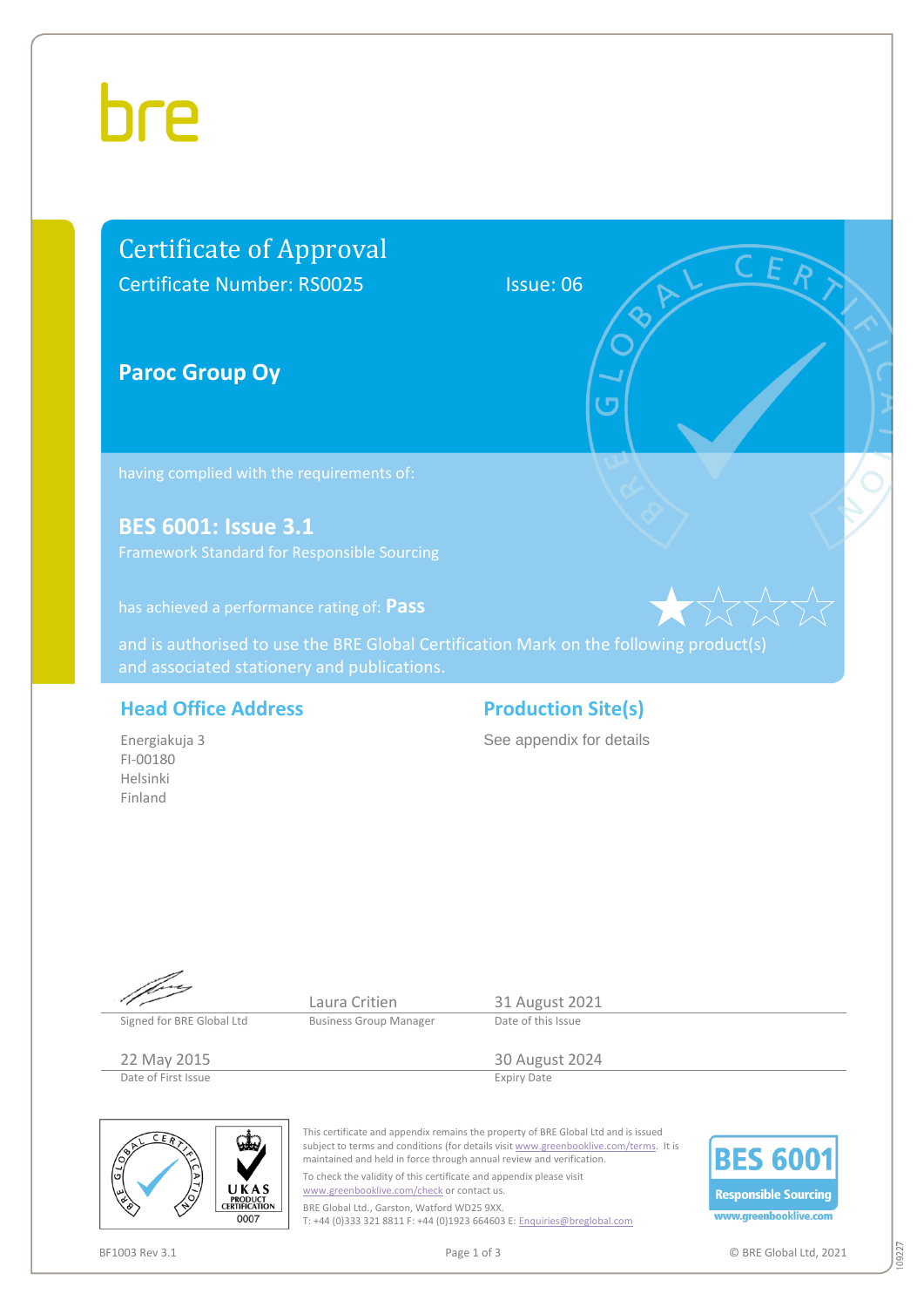bre

# Certificate of Approval

Certificate Number: RS0025    Issue: 06

## Paroc Group Oy

having complied with the requirements of:

### BES 6001: Issue 3.1

Framework Standard for Responsible Sourcing

has achieved a performance rating of: **Pass**

and is authorised to use the BRE Global Certification Mark on the following product(s) and associated stationery and publications.

### Head Office Address

Energiakuja 3
FI-00180
Helsinki
Finland

### Production Site(s)

See appendix for details

| | Laura Critien | 31 August 2021 |
|---|---|---|
| Signed for BRE Global Ltd | Business Group Manager | Date of this Issue |
| 22 May 2015 | | 30 August 2024 |
| Date of First Issue | | Expiry Date |

This certificate and appendix remains the property of BRE Global Ltd and is issued subject to terms and conditions (for details visit www.greenbooklive.com/terms. It is maintained and held in force through annual review and verification.

To check the validity of this certificate and appendix please visit www.greenbooklive.com/check or contact us.

BRE Global Ltd., Garston, Watford WD25 9XX.
T: +44 (0)333 321 8811 F: +44 (0)1923 664603 E: Enquiries@breglobal.com

UKAS PRODUCT CERTIFICATION 0007

BES 6001 Responsible Sourcing www.greenbooklive.com

BF1003 Rev 3.1

© BRE Global Ltd, 2021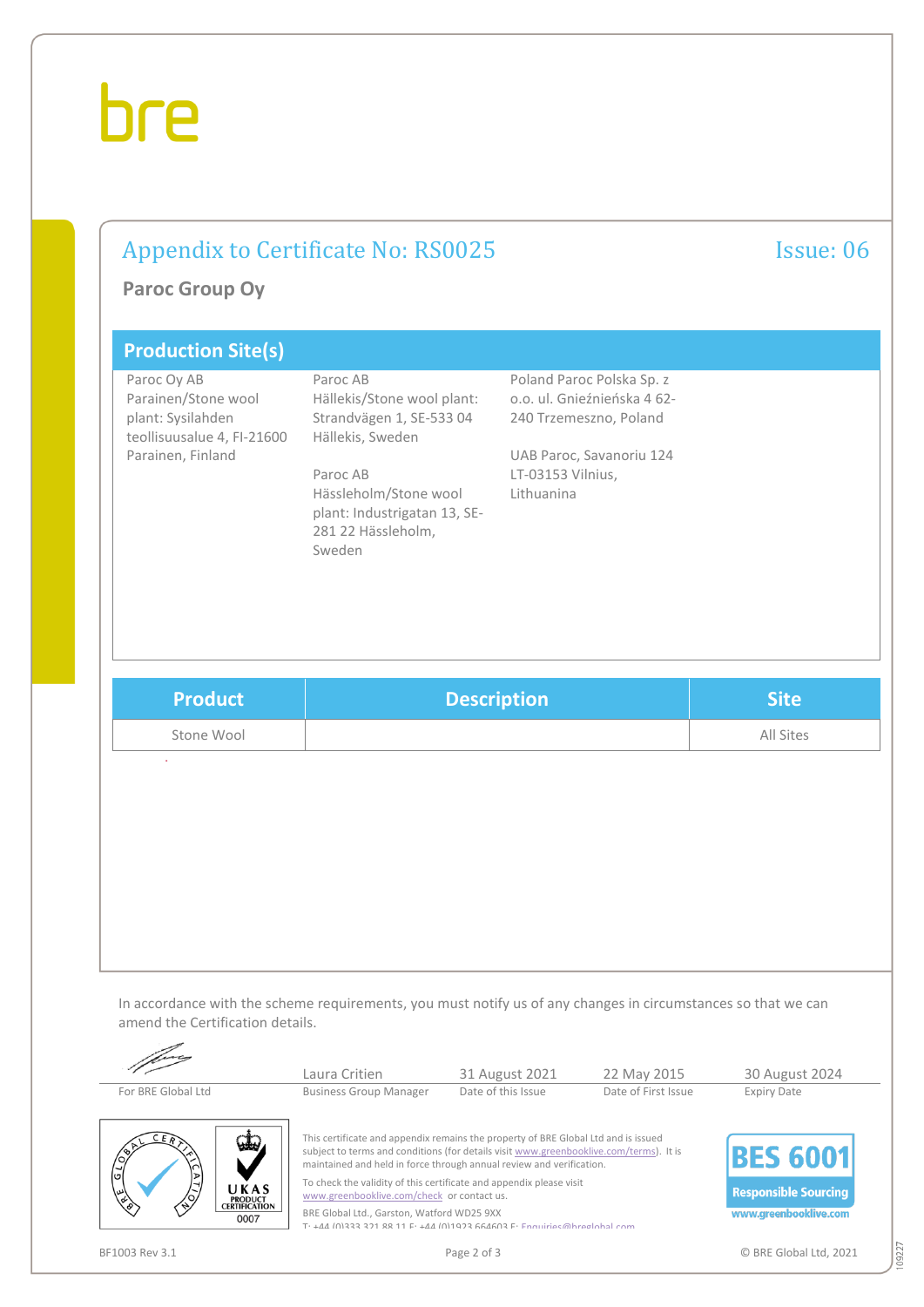# Appendix to Certificate No: RS0025

Issue: 06

**Paroc Group Oy**

## Production Site(s)

Paroc Oy AB
Parainen/Stone wool plant: Sysilahden teollisuusalue 4, FI-21600 Parainen, Finland

Paroc AB
Hällekis/Stone wool plant: Strandvägen 1, SE-533 04 Hällekis, Sweden

Paroc AB
Hässleholm/Stone wool plant: Industrigatan 13, SE-281 22 Hässleholm, Sweden

Poland Paroc Polska Sp. z o.o. ul. Gnieźnieńska 4 62-240 Trzemeszno, Poland

UAB Paroc, Savanoriu 124 LT-03153 Vilnius, Lithuanina

| Product | Description | Site |
|---|---|---|
| Stone Wool | | All Sites |

In accordance with the scheme requirements, you must notify us of any changes in circumstances so that we can amend the Certification details.

| For BRE Global Ltd | Laura Critien<br>Business Group Manager | 31 August 2021<br>Date of this Issue | 22 May 2015<br>Date of First Issue | 30 August 2024<br>Expiry Date |
|---|---|---|---|---|

This certificate and appendix remains the property of BRE Global Ltd and is issued subject to terms and conditions (for details visit www.greenbooklive.com/terms). It is maintained and held in force through annual review and verification.

To check the validity of this certificate and appendix please visit www.greenbooklive.com/check or contact us.

BRE Global Ltd., Garston, Watford WD25 9XX
T: +44 (0)333 321 88 11 F: +44 (0)1923 664603 E: Enquiries@breglobal.com

UKAS PRODUCT CERTIFICATION 0007

BES 6001 Responsible Sourcing
www.greenbooklive.com

BF1003 Rev 3.1

© BRE Global Ltd, 2021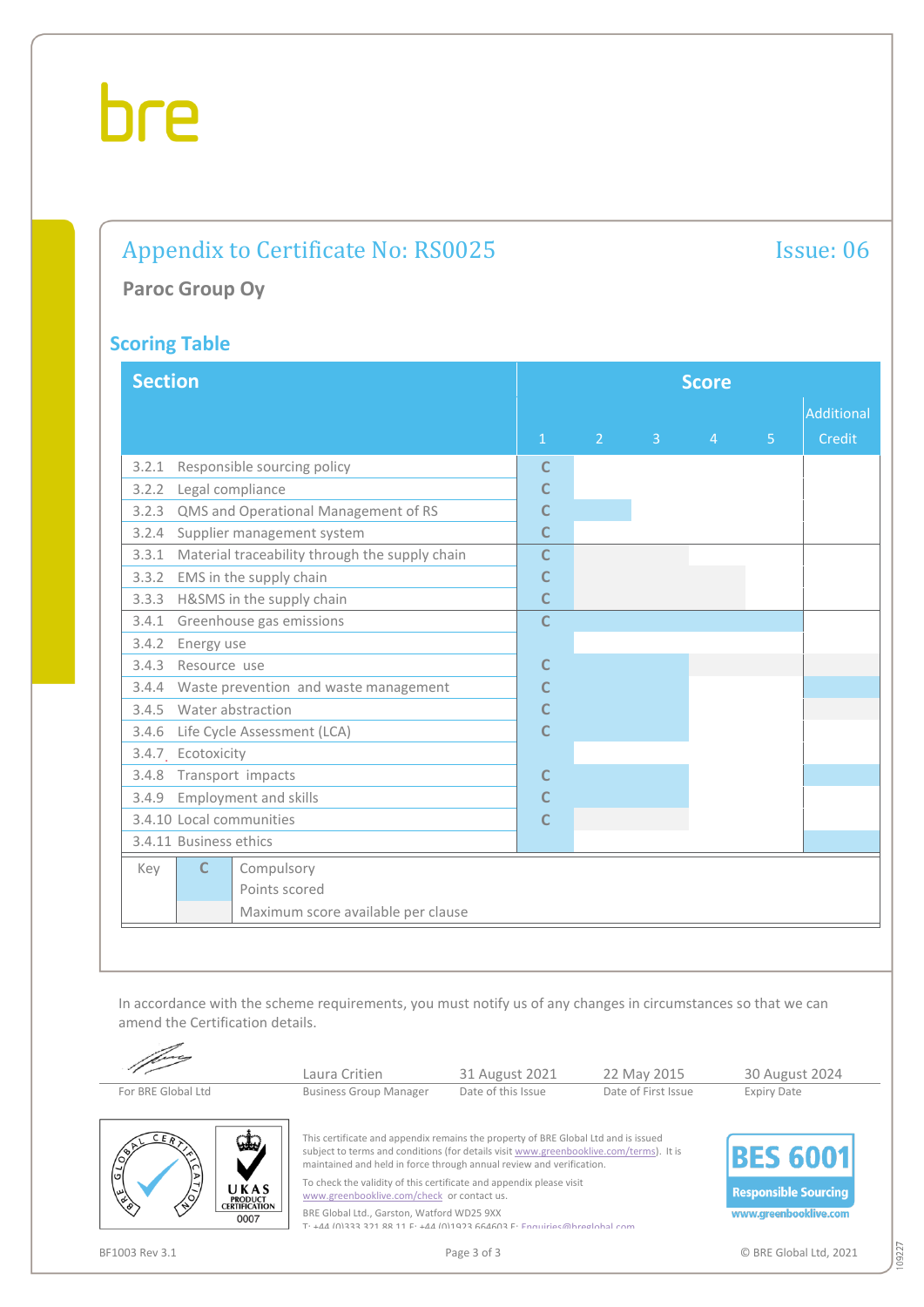## Appendix to Certificate No: RS0025

Issue: 06

**Paroc Group Oy**

### Scoring Table

| Section | Score 1 | 2 | 3 | 4 | 5 | Additional Credit |
|---|---|---|---|---|---|---|
| 3.2.1 Responsible sourcing policy | C | | | | | |
| 3.2.2 Legal compliance | C | | | | | |
| 3.2.3 QMS and Operational Management of RS | C | | | | | |
| 3.2.4 Supplier management system | C | | | | | |
| 3.3.1 Material traceability through the supply chain | C | | | | | |
| 3.3.2 EMS in the supply chain | C | | | | | |
| 3.3.3 H&SMS in the supply chain | C | | | | | |
| 3.4.1 Greenhouse gas emissions | C | | | | | |
| 3.4.2 Energy use | | | | | | |
| 3.4.3 Resource use | C | | | | | |
| 3.4.4 Waste prevention and waste management | C | | | | | |
| 3.4.5 Water abstraction | C | | | | | |
| 3.4.6 Life Cycle Assessment (LCA) | C | | | | | |
| 3.4.7 Ecotoxicity | | | | | | |
| 3.4.8 Transport impacts | C | | | | | |
| 3.4.9 Employment and skills | C | | | | | |
| 3.4.10 Local communities | C | | | | | |
| 3.4.11 Business ethics | | | | | | |

| Key | | |
|---|---|---|
| | C | Compulsory |
| | | Points scored |
| | | Maximum score available per clause |

In accordance with the scheme requirements, you must notify us of any changes in circumstances so that we can amend the Certification details.

| For BRE Global Ltd | Laura Critien | 31 August 2021 | 22 May 2015 | 30 August 2024 |
|---|---|---|---|---|
| | Business Group Manager | Date of this Issue | Date of First Issue | Expiry Date |

This certificate and appendix remains the property of BRE Global Ltd and is issued subject to terms and conditions (for details visit www.greenbooklive.com/terms). It is maintained and held in force through annual review and verification.

To check the validity of this certificate and appendix please visit www.greenbooklive.com/check or contact us.

BRE Global Ltd., Garston, Watford WD25 9XX
T: +44 (0)333 321 88 11 F: +44 (0)1923 664603 E: Enquiries@breglobal.com

BES 6001 Responsible Sourcing
www.greenbooklive.com

UKAS PRODUCT CERTIFICATION 0007

BF1003 Rev 3.1

© BRE Global Ltd, 2021